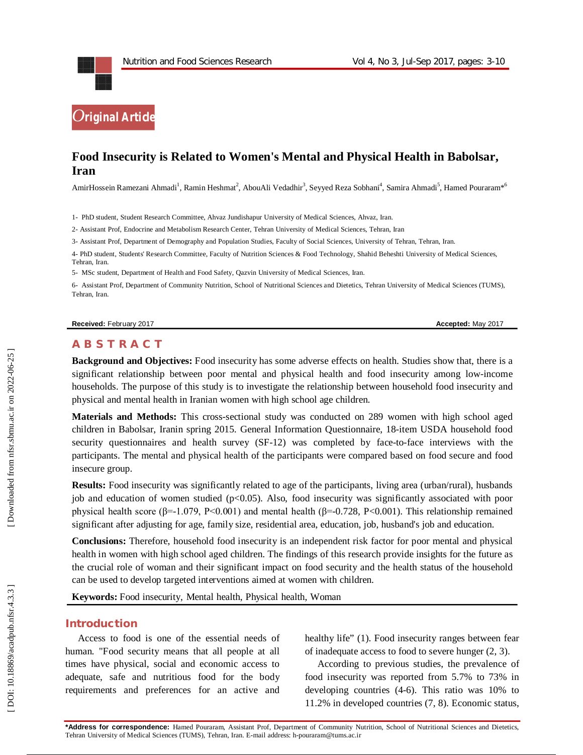Original Article

# Food Insecurity is Related to Women's Mental and Physical Health in Babolsar, Iran

AmirHossein Ramezani Ahmadi[1], Ramin Heshmat[2], AbouAli Vedadhir[3], Seyyed Reza Sobhani[4], Samira Ahmadi[5], Hamed Pouraram*[6]

1- PhD student, Student Research Committee, Ahvaz Jundishapur University of Medical Sciences, Ahvaz, Iran.

2- Assistant Prof, Endocrine and Metabolism Research Center, Tehran University of Medical Sciences, Tehran, Iran

3- Assistant Prof, Department of Demography and Population Studies, Faculty of Social Sciences, University of Tehran, Tehran, Iran.

4- PhD student, Students' Research Committee, Faculty of Nutrition Sciences & Food Technology, Shahid Beheshti University of Medical Sciences, Tehran, Iran.

5- MSc student, Department of Health and Food Safety, Qazvin University of Medical Sciences, Iran.

6- Assistant Prof, Department of Community Nutrition, School of Nutritional Sciences and Dietetics, Tehran University of Medical Sciences (TUMS), Tehran, Iran.

**Received:** February 2017 **Accepted:** May 2017

## ABSTRACT

**Background and Objectives:** Food insecurity has some adverse effects on health. Studies show that, there is a significant relationship between poor mental and physical health and food insecurity among low-income households. The purpose of this study is to investigate the relationship between household food insecurity and physical and mental health in Iranian women with high school age children.

**Materials and Methods:** This cross-sectional study was conducted on 289 women with high school aged children in Babolsar, Iranin spring 2015. General Information Questionnaire, 18-item USDA household food security questionnaires and health survey (SF-12) was completed by face-to-face interviews with the participants. The mental and physical health of the participants were compared based on food secure and food insecure group.

**Results:** Food insecurity was significantly related to age of the participants, living area (urban/rural), husbands job and education of women studied ($p<0.05$). Also, food insecurity was significantly associated with poor physical health score ($\beta=-1.079$, $P<0.001$) and mental health ($\beta=-0.728$, $P<0.001$). This relationship remained significant after adjusting for age, family size, residential area, education, job, husband's job and education.

**Conclusions:** Therefore, household food insecurity is an independent risk factor for poor mental and physical health in women with high school aged children. The findings of this research provide insights for the future as the crucial role of woman and their significant impact on food security and the health status of the household can be used to develop targeted interventions aimed at women with children.

**Keywords:** Food insecurity, Mental health, Physical health, Woman

## Introduction

Access to food is one of the essential needs of human. "Food security means that all people at all times have physical, social and economic access to adequate, safe and nutritious food for the body requirements and preferences for an active and healthy life" (1). Food insecurity ranges between fear of inadequate access to food to severe hunger (2, 3).

According to previous studies, the prevalence of food insecurity was reported from 5.7% to 73% in developing countries (4-6). This ratio was 10% to 11.2% in developed countries (7, 8). Economic status,

**\*Address for correspondence:** Hamed Pouraram, Assistant Prof, Department of Community Nutrition, School of Nutritional Sciences and Dietetics, Tehran University of Medical Sciences (TUMS), Tehran, Iran. E-mail address: h-pouraram@tums.ac.ir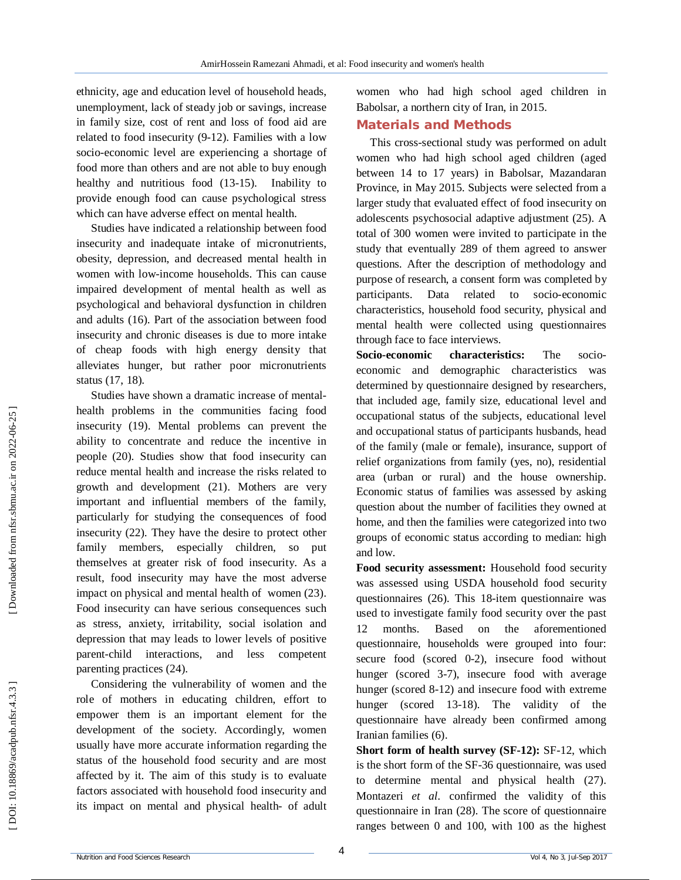ethnicity, age and education level of household heads, unemployment, lack of steady job or savings, increase in family size, cost of rent and loss of food aid are related to food insecurity (9-12). Families with a low socio-economic level are experiencing a shortage of food more than others and are not able to buy enough healthy and nutritious food (13-15). Inability to provide enough food can cause psychological stress which can have adverse effect on mental health.

Studies have indicated a relationship between food insecurity and inadequate intake of micronutrients, obesity, depression, and decreased mental health in women with low-income households. This can cause impaired development of mental health as well as psychological and behavioral dysfunction in children and adults (16). Part of the association between food insecurity and chronic diseases is due to more intake of cheap foods with high energy density that alleviates hunger, but rather poor micronutrients status (17, 18).

Studies have shown a dramatic increase of mental-health problems in the communities facing food insecurity (19). Mental problems can prevent the ability to concentrate and reduce the incentive in people (20). Studies show that food insecurity can reduce mental health and increase the risks related to growth and development (21). Mothers are very important and influential members of the family, particularly for studying the consequences of food insecurity (22). They have the desire to protect other family members, especially children, so put themselves at greater risk of food insecurity. As a result, food insecurity may have the most adverse impact on physical and mental health of women (23). Food insecurity can have serious consequences such as stress, anxiety, irritability, social isolation and depression that may leads to lower levels of positive parent-child interactions, and less competent parenting practices (24).

Considering the vulnerability of women and the role of mothers in educating children, effort to empower them is an important element for the development of the society. Accordingly, women usually have more accurate information regarding the status of the household food security and are most affected by it. The aim of this study is to evaluate factors associated with household food insecurity and its impact on mental and physical health- of adult women who had high school aged children in Babolsar, a northern city of Iran, in 2015.

## Materials and Methods

This cross-sectional study was performed on adult women who had high school aged children (aged between 14 to 17 years) in Babolsar, Mazandaran Province, in May 2015. Subjects were selected from a larger study that evaluated effect of food insecurity on adolescents psychosocial adaptive adjustment (25). A total of 300 women were invited to participate in the study that eventually 289 of them agreed to answer questions. After the description of methodology and purpose of research, a consent form was completed by participants. Data related to socio-economic characteristics, household food security, physical and mental health were collected using questionnaires through face to face interviews.

**Socio-economic characteristics:** The socio-economic and demographic characteristics was determined by questionnaire designed by researchers, that included age, family size, educational level and occupational status of the subjects, educational level and occupational status of participants husbands, head of the family (male or female), insurance, support of relief organizations from family (yes, no), residential area (urban or rural) and the house ownership. Economic status of families was assessed by asking question about the number of facilities they owned at home, and then the families were categorized into two groups of economic status according to median: high and low.

**Food security assessment:** Household food security was assessed using USDA household food security questionnaires (26). This 18-item questionnaire was used to investigate family food security over the past 12 months. Based on the aforementioned questionnaire, households were grouped into four: secure food (scored 0-2), insecure food without hunger (scored 3-7), insecure food with average hunger (scored 8-12) and insecure food with extreme hunger (scored 13-18). The validity of the questionnaire have already been confirmed among Iranian families (6).

**Short form of health survey (SF-12):** SF-12, which is the short form of the SF-36 questionnaire, was used to determine mental and physical health (27). Montazeri *et al*. confirmed the validity of this questionnaire in Iran (28). The score of questionnaire ranges between 0 and 100, with 100 as the highest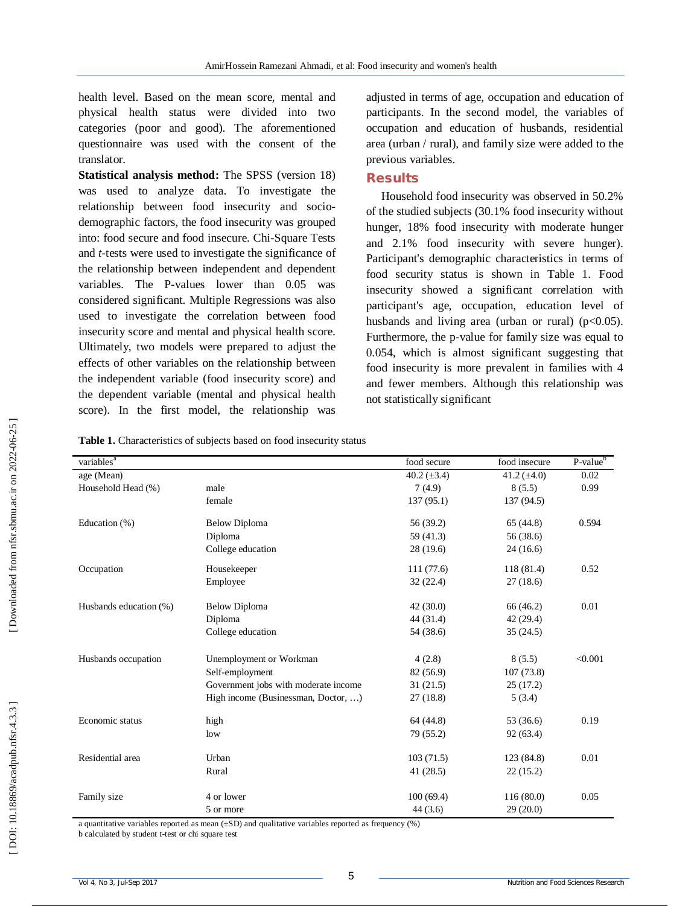health level. Based on the mean score, mental and physical health status were divided into two categories (poor and good). The aforementioned questionnaire was used with the consent of the translator.

**Statistical analysis method:** The SPSS (version 18) was used to analyze data. To investigate the relationship between food insecurity and socio-demographic factors, the food insecurity was grouped into: food secure and food insecure. Chi-Square Tests and *t*-tests were used to investigate the significance of the relationship between independent and dependent variables. The P-values lower than 0.05 was considered significant. Multiple Regressions was also used to investigate the correlation between food insecurity score and mental and physical health score. Ultimately, two models were prepared to adjust the effects of other variables on the relationship between the independent variable (food insecurity score) and the dependent variable (mental and physical health score). In the first model, the relationship was adjusted in terms of age, occupation and education of participants. In the second model, the variables of occupation and education of husbands, residential area (urban / rural), and family size were added to the previous variables.

## Results

Household food insecurity was observed in 50.2% of the studied subjects (30.1% food insecurity without hunger, 18% food insecurity with moderate hunger and 2.1% food insecurity with severe hunger). Participant's demographic characteristics in terms of food security status is shown in Table 1. Food insecurity showed a significant correlation with participant's age, occupation, education level of husbands and living area (urban or rural) ($p<0.05$). Furthermore, the p-value for family size was equal to 0.054, which is almost significant suggesting that food insecurity is more prevalent in families with 4 and fewer members. Although this relationship was not statistically significant

**Table 1.** Characteristics of subjects based on food insecurity status

| variables[a] | | food secure | food insecure | P-value[b] |
|---|---|---|---|---|
| age (Mean) | | 40.2 (±3.4) | 41.2 (±4.0) | 0.02 |
| Household Head (%) | male | 7 (4.9) | 8 (5.5) | 0.99 |
| | female | 137 (95.1) | 137 (94.5) | |
| Education (%) | Below Diploma | 56 (39.2) | 65 (44.8) | 0.594 |
| | Diploma | 59 (41.3) | 56 (38.6) | |
| | College education | 28 (19.6) | 24 (16.6) | |
| Occupation | Housekeeper | 111 (77.6) | 118 (81.4) | 0.52 |
| | Employee | 32 (22.4) | 27 (18.6) | |
| Husbands education (%) | Below Diploma | 42 (30.0) | 66 (46.2) | 0.01 |
| | Diploma | 44 (31.4) | 42 (29.4) | |
| | College education | 54 (38.6) | 35 (24.5) | |
| Husbands occupation | Unemployment or Workman | 4 (2.8) | 8 (5.5) | <0.001 |
| | Self-employment | 82 (56.9) | 107 (73.8) | |
| | Government jobs with moderate income | 31 (21.5) | 25 (17.2) | |
| | High income (Businessman, Doctor, …) | 27 (18.8) | 5 (3.4) | |
| Economic status | high | 64 (44.8) | 53 (36.6) | 0.19 |
| | low | 79 (55.2) | 92 (63.4) | |
| Residential area | Urban | 103 (71.5) | 123 (84.8) | 0.01 |
| | Rural | 41 (28.5) | 22 (15.2) | |
| Family size | 4 or lower | 100 (69.4) | 116 (80.0) | 0.05 |
| | 5 or more | 44 (3.6) | 29 (20.0) | |

a quantitative variables reported as mean (±SD) and qualitative variables reported as frequency (%)

b calculated by student t-test or chi square test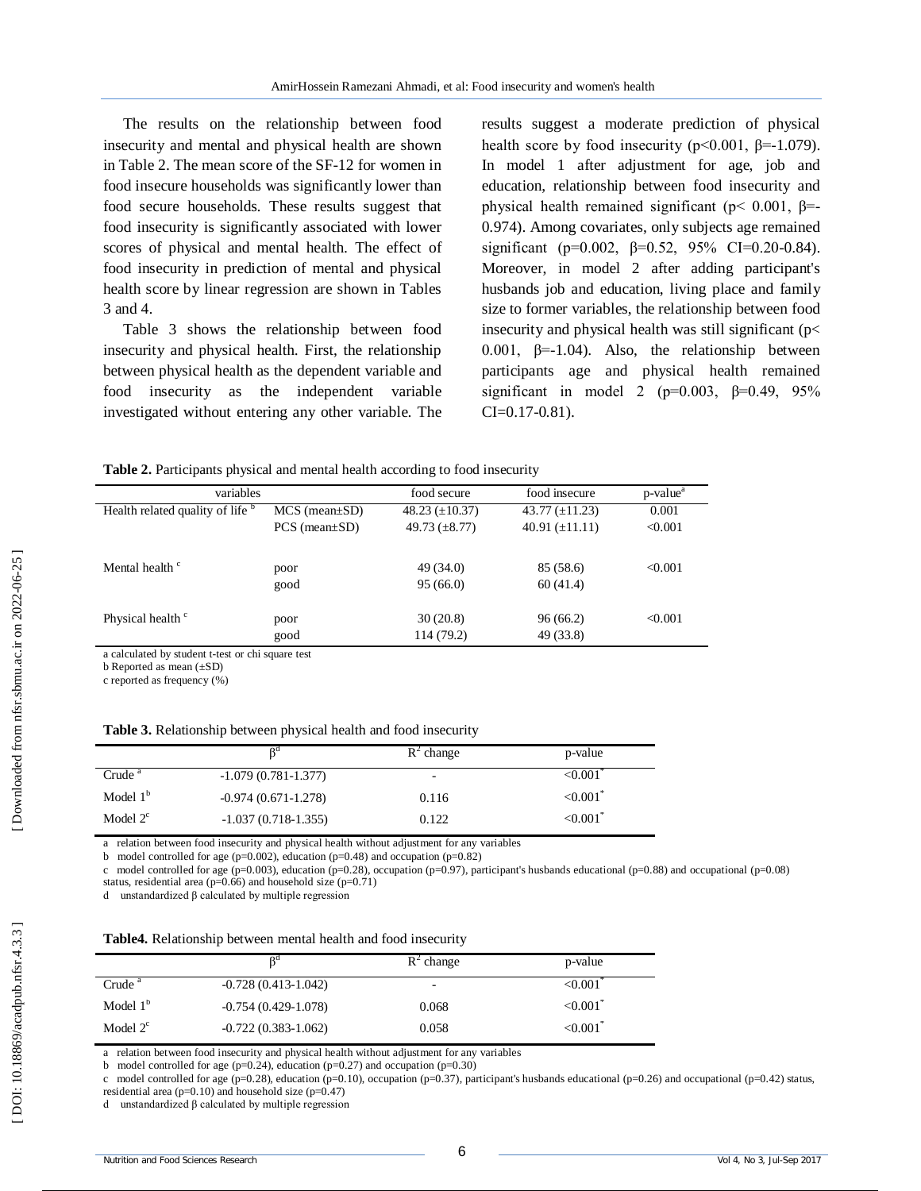The results on the relationship between food insecurity and mental and physical health are shown in Table 2. The mean score of the SF-12 for women in food insecure households was significantly lower than food secure households. These results suggest that food insecurity is significantly associated with lower scores of physical and mental health. The effect of food insecurity in prediction of mental and physical health score by linear regression are shown in Tables 3 and 4.

Table 3 shows the relationship between food insecurity and physical health. First, the relationship between physical health as the dependent variable and food insecurity as the independent variable investigated without entering any other variable. The results suggest a moderate prediction of physical health score by food insecurity ($p<0.001$, $\beta=-1.079$). In model 1 after adjustment for age, job and education, relationship between food insecurity and physical health remained significant ($p< 0.001$, $\beta=-0.974$). Among covariates, only subjects age remained significant ($p=0.002$, $\beta=0.52$, 95% CI=0.20-0.84). Moreover, in model 2 after adding participant's husbands job and education, living place and family size to former variables, the relationship between food insecurity and physical health was still significant ($p< 0.001$, $\beta=-1.04$). Also, the relationship between participants age and physical health remained significant in model 2 ($p=0.003$, $\beta=0.49$, 95% CI=0.17-0.81).

**Table 2.** Participants physical and mental health according to food insecurity

| variables | | food secure | food insecure | p-value[a] |
|---|---|---|---|---|
| Health related quality of life [b] | MCS (mean±SD) | 48.23 (±10.37) | 43.77 (±11.23) | 0.001 |
| | PCS (mean±SD) | 49.73 (±8.77) | 40.91 (±11.11) | <0.001 |
| Mental health [c] | poor | 49 (34.0) | 85 (58.6) | <0.001 |
| | good | 95 (66.0) | 60 (41.4) | |
| Physical health [c] | poor | 30 (20.8) | 96 (66.2) | <0.001 |
| | good | 114 (79.2) | 49 (33.8) | |

a calculated by student t-test or chi square test
b Reported as mean (±SD)
c reported as frequency (%)

**Table 3.** Relationship between physical health and food insecurity

| | $\beta$[d] | $R^2$ change | p-value |
|---|---|---|---|
| Crude [a] | -1.079 (0.781-1.377) | - | <0.001* |
| Model 1[b] | -0.974 (0.671-1.278) | 0.116 | <0.001* |
| Model 2[c] | -1.037 (0.718-1.355) | 0.122 | <0.001* |

a relation between food insecurity and physical health without adjustment for any variables
b model controlled for age (p=0.002), education (p=0.48) and occupation (p=0.82)
c model controlled for age (p=0.003), education (p=0.28), occupation (p=0.97), participant's husbands educational (p=0.88) and occupational (p=0.08) status, residential area (p=0.66) and household size (p=0.71)
d unstandardized β calculated by multiple regression

**Table4.** Relationship between mental health and food insecurity

| | $\beta$[d] | $R^2$ change | p-value |
|---|---|---|---|
| Crude [a] | -0.728 (0.413-1.042) | - | <0.001* |
| Model 1[b] | -0.754 (0.429-1.078) | 0.068 | <0.001* |
| Model 2[c] | -0.722 (0.383-1.062) | 0.058 | <0.001* |

a relation between food insecurity and physical health without adjustment for any variables
b model controlled for age (p=0.24), education (p=0.27) and occupation (p=0.30)
c model controlled for age (p=0.28), education (p=0.10), occupation (p=0.37), participant's husbands educational (p=0.26) and occupational (p=0.42) status, residential area (p=0.10) and household size (p=0.47)
d unstandardized β calculated by multiple regression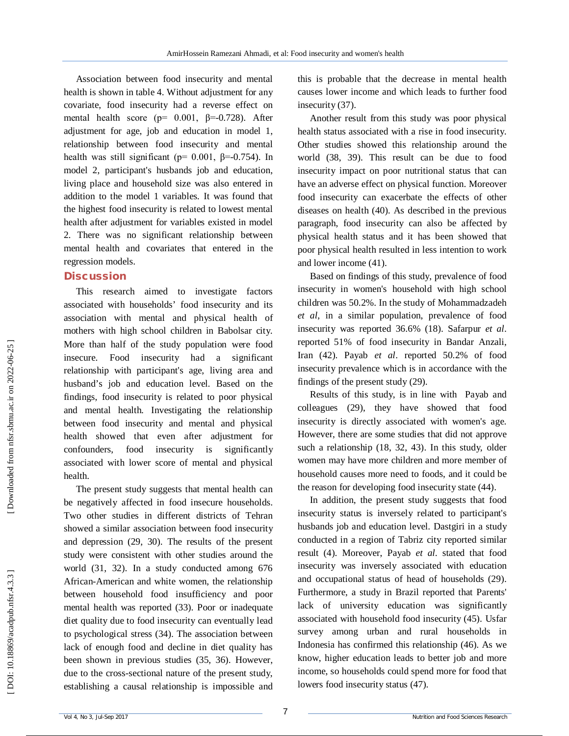Association between food insecurity and mental health is shown in table 4. Without adjustment for any covariate, food insecurity had a reverse effect on mental health score (p= 0.001, β=-0.728). After adjustment for age, job and education in model 1, relationship between food insecurity and mental health was still significant (p= 0.001, β=-0.754). In model 2, participant's husbands job and education, living place and household size was also entered in addition to the model 1 variables. It was found that the highest food insecurity is related to lowest mental health after adjustment for variables existed in model 2. There was no significant relationship between mental health and covariates that entered in the regression models.

## Discussion

This research aimed to investigate factors associated with households' food insecurity and its association with mental and physical health of mothers with high school children in Babolsar city. More than half of the study population were food insecure. Food insecurity had a significant relationship with participant's age, living area and husband's job and education level. Based on the findings, food insecurity is related to poor physical and mental health. Investigating the relationship between food insecurity and mental and physical health showed that even after adjustment for confounders, food insecurity is significantly associated with lower score of mental and physical health.

The present study suggests that mental health can be negatively affected in food insecure households. Two other studies in different districts of Tehran showed a similar association between food insecurity and depression (29, 30). The results of the present study were consistent with other studies around the world (31, 32). In a study conducted among 676 African-American and white women, the relationship between household food insufficiency and poor mental health was reported (33). Poor or inadequate diet quality due to food insecurity can eventually lead to psychological stress (34). The association between lack of enough food and decline in diet quality has been shown in previous studies (35, 36). However, due to the cross-sectional nature of the present study, establishing a causal relationship is impossible and this is probable that the decrease in mental health causes lower income and which leads to further food insecurity (37).

Another result from this study was poor physical health status associated with a rise in food insecurity. Other studies showed this relationship around the world (38, 39). This result can be due to food insecurity impact on poor nutritional status that can have an adverse effect on physical function. Moreover food insecurity can exacerbate the effects of other diseases on health (40). As described in the previous paragraph, food insecurity can also be affected by physical health status and it has been showed that poor physical health resulted in less intention to work and lower income (41).

Based on findings of this study, prevalence of food insecurity in women's household with high school children was 50.2%. In the study of Mohammadzadeh *et al*, in a similar population, prevalence of food insecurity was reported 36.6% (18). Safarpur *et al*. reported 51% of food insecurity in Bandar Anzali, Iran (42). Payab *et al*. reported 50.2% of food insecurity prevalence which is in accordance with the findings of the present study (29).

Results of this study, is in line with Payab and colleagues (29), they have showed that food insecurity is directly associated with women's age. However, there are some studies that did not approve such a relationship (18, 32, 43). In this study, older women may have more children and more member of household causes more need to foods, and it could be the reason for developing food insecurity state (44).

In addition, the present study suggests that food insecurity status is inversely related to participant's husbands job and education level. Dastgiri in a study conducted in a region of Tabriz city reported similar result (4). Moreover, Payab *et al*. stated that food insecurity was inversely associated with education and occupational status of head of households (29). Furthermore, a study in Brazil reported that Parents' lack of university education was significantly associated with household food insecurity (45). Usfar survey among urban and rural households in Indonesia has confirmed this relationship (46). As we know, higher education leads to better job and more income, so households could spend more for food that lowers food insecurity status (47).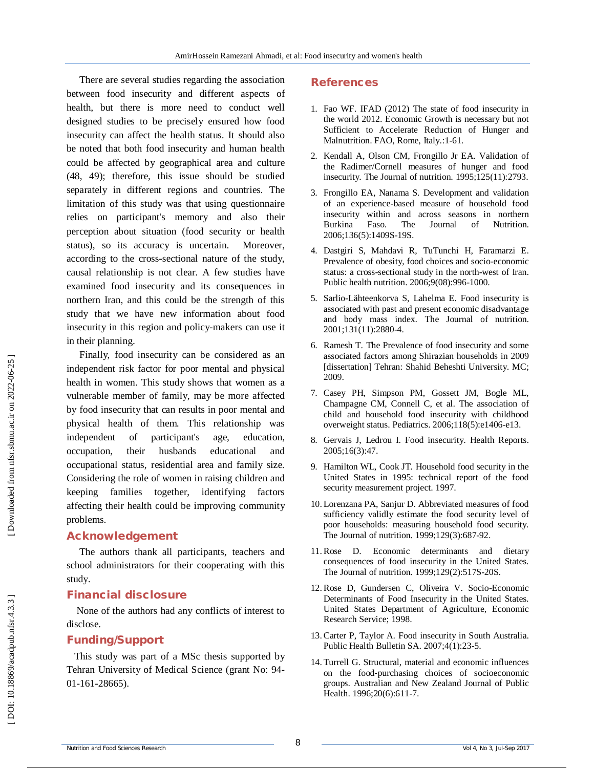There are several studies regarding the association between food insecurity and different aspects of health, but there is more need to conduct well designed studies to be precisely ensured how food insecurity can affect the health status. It should also be noted that both food insecurity and human health could be affected by geographical area and culture (48, 49); therefore, this issue should be studied separately in different regions and countries. The limitation of this study was that using questionnaire relies on participant's memory and also their perception about situation (food security or health status), so its accuracy is uncertain. Moreover, according to the cross-sectional nature of the study, causal relationship is not clear. A few studies have examined food insecurity and its consequences in northern Iran, and this could be the strength of this study that we have new information about food insecurity in this region and policy-makers can use it in their planning.

Finally, food insecurity can be considered as an independent risk factor for poor mental and physical health in women. This study shows that women as a vulnerable member of family, may be more affected by food insecurity that can results in poor mental and physical health of them. This relationship was independent of participant's age, education, occupation, their husbands educational and occupational status, residential area and family size. Considering the role of women in raising children and keeping families together, identifying factors affecting their health could be improving community problems.

## Acknowledgement

The authors thank all participants, teachers and school administrators for their cooperating with this study.

## Financial disclosure

None of the authors had any conflicts of interest to disclose.

## Funding/Support

This study was part of a MSc thesis supported by Tehran University of Medical Science (grant No: 94-01-161-28665).

## References

1. Fao WF. IFAD (2012) The state of food insecurity in the world 2012. Economic Growth is necessary but not Sufficient to Accelerate Reduction of Hunger and Malnutrition. FAO, Rome, Italy.:1-61.
2. Kendall A, Olson CM, Frongillo Jr EA. Validation of the Radimer/Cornell measures of hunger and food insecurity. The Journal of nutrition. 1995;125(11):2793.
3. Frongillo EA, Nanama S. Development and validation of an experience-based measure of household food insecurity within and across seasons in northern Burkina Faso. The Journal of Nutrition. 2006;136(5):1409S-19S.
4. Dastgiri S, Mahdavi R, TuTunchi H, Faramarzi E. Prevalence of obesity, food choices and socio-economic status: a cross-sectional study in the north-west of Iran. Public health nutrition. 2006;9(08):996-1000.
5. Sarlio-Lähteenkorva S, Lahelma E. Food insecurity is associated with past and present economic disadvantage and body mass index. The Journal of nutrition. 2001;131(11):2880-4.
6. Ramesh T. The Prevalence of food insecurity and some associated factors among Shirazian households in 2009 [dissertation] Tehran: Shahid Beheshti University. MC; 2009.
7. Casey PH, Simpson PM, Gossett JM, Bogle ML, Champagne CM, Connell C, et al. The association of child and household food insecurity with childhood overweight status. Pediatrics. 2006;118(5):e1406-e13.
8. Gervais J, Ledrou I. Food insecurity. Health Reports. 2005;16(3):47.
9. Hamilton WL, Cook JT. Household food security in the United States in 1995: technical report of the food security measurement project. 1997.
10. Lorenzana PA, Sanjur D. Abbreviated measures of food sufficiency validly estimate the food security level of poor households: measuring household food security. The Journal of nutrition. 1999;129(3):687-92.
11. Rose D. Economic determinants and dietary consequences of food insecurity in the United States. The Journal of nutrition. 1999;129(2):517S-20S.
12. Rose D, Gundersen C, Oliveira V. Socio-Economic Determinants of Food Insecurity in the United States. United States Department of Agriculture, Economic Research Service; 1998.
13. Carter P, Taylor A. Food insecurity in South Australia. Public Health Bulletin SA. 2007;4(1):23-5.
14. Turrell G. Structural, material and economic influences on the food-purchasing choices of socioeconomic groups. Australian and New Zealand Journal of Public Health. 1996;20(6):611-7.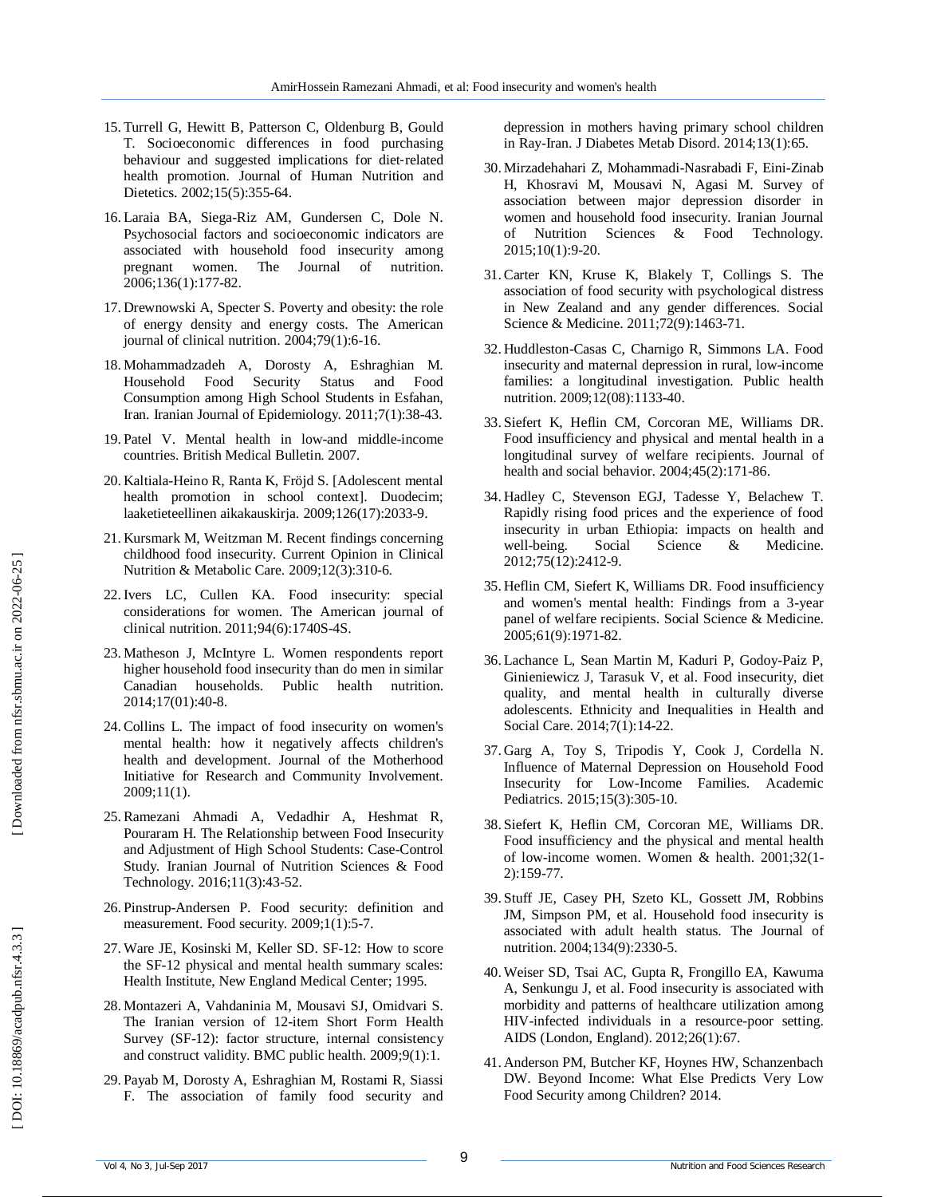15. Turrell G, Hewitt B, Patterson C, Oldenburg B, Gould T. Socioeconomic differences in food purchasing behaviour and suggested implications for diet-related health promotion. Journal of Human Nutrition and Dietetics. 2002;15(5):355-64.

16. Laraia BA, Siega-Riz AM, Gundersen C, Dole N. Psychosocial factors and socioeconomic indicators are associated with household food insecurity among pregnant women. The Journal of nutrition. 2006;136(1):177-82.

17. Drewnowski A, Specter S. Poverty and obesity: the role of energy density and energy costs. The American journal of clinical nutrition. 2004;79(1):6-16.

18. Mohammadzadeh A, Dorosty A, Eshraghian M. Household Food Security Status and Food Consumption among High School Students in Esfahan, Iran. Iranian Journal of Epidemiology. 2011;7(1):38-43.

19. Patel V. Mental health in low-and middle-income countries. British Medical Bulletin. 2007.

20. Kaltiala-Heino R, Ranta K, Fröjd S. [Adolescent mental health promotion in school context]. Duodecim; laaketieteellinen aikakauskirja. 2009;126(17):2033-9.

21. Kursmark M, Weitzman M. Recent findings concerning childhood food insecurity. Current Opinion in Clinical Nutrition & Metabolic Care. 2009;12(3):310-6.

22. Ivers LC, Cullen KA. Food insecurity: special considerations for women. The American journal of clinical nutrition. 2011;94(6):1740S-4S.

23. Matheson J, McIntyre L. Women respondents report higher household food insecurity than do men in similar Canadian households. Public health nutrition. 2014;17(01):40-8.

24. Collins L. The impact of food insecurity on women's mental health: how it negatively affects children's health and development. Journal of the Motherhood Initiative for Research and Community Involvement. 2009;11(1).

25. Ramezani Ahmadi A, Vedadhir A, Heshmat R, Pouraram H. The Relationship between Food Insecurity and Adjustment of High School Students: Case-Control Study. Iranian Journal of Nutrition Sciences & Food Technology. 2016;11(3):43-52.

26. Pinstrup-Andersen P. Food security: definition and measurement. Food security. 2009;1(1):5-7.

27. Ware JE, Kosinski M, Keller SD. SF-12: How to score the SF-12 physical and mental health summary scales: Health Institute, New England Medical Center; 1995.

28. Montazeri A, Vahdaninia M, Mousavi SJ, Omidvari S. The Iranian version of 12-item Short Form Health Survey (SF-12): factor structure, internal consistency and construct validity. BMC public health. 2009;9(1):1.

29. Payab M, Dorosty A, Eshraghian M, Rostami R, Siassi F. The association of family food security and depression in mothers having primary school children in Ray-Iran. J Diabetes Metab Disord. 2014;13(1):65.

30. Mirzadehahari Z, Mohammadi-Nasrabadi F, Eini-Zinab H, Khosravi M, Mousavi N, Agasi M. Survey of association between major depression disorder in women and household food insecurity. Iranian Journal of Nutrition Sciences & Food Technology. 2015;10(1):9-20.

31. Carter KN, Kruse K, Blakely T, Collings S. The association of food security with psychological distress in New Zealand and any gender differences. Social Science & Medicine. 2011;72(9):1463-71.

32. Huddleston-Casas C, Charnigo R, Simmons LA. Food insecurity and maternal depression in rural, low-income families: a longitudinal investigation. Public health nutrition. 2009;12(08):1133-40.

33. Siefert K, Heflin CM, Corcoran ME, Williams DR. Food insufficiency and physical and mental health in a longitudinal survey of welfare recipients. Journal of health and social behavior. 2004;45(2):171-86.

34. Hadley C, Stevenson EGJ, Tadesse Y, Belachew T. Rapidly rising food prices and the experience of food insecurity in urban Ethiopia: impacts on health and well-being. Social Science & Medicine. 2012;75(12):2412-9.

35. Heflin CM, Siefert K, Williams DR. Food insufficiency and women's mental health: Findings from a 3-year panel of welfare recipients. Social Science & Medicine. 2005;61(9):1971-82.

36. Lachance L, Sean Martin M, Kaduri P, Godoy-Paiz P, Ginieniewicz J, Tarasuk V, et al. Food insecurity, diet quality, and mental health in culturally diverse adolescents. Ethnicity and Inequalities in Health and Social Care. 2014;7(1):14-22.

37. Garg A, Toy S, Tripodis Y, Cook J, Cordella N. Influence of Maternal Depression on Household Food Insecurity for Low-Income Families. Academic Pediatrics. 2015;15(3):305-10.

38. Siefert K, Heflin CM, Corcoran ME, Williams DR. Food insufficiency and the physical and mental health of low-income women. Women & health. 2001;32(1-2):159-77.

39. Stuff JE, Casey PH, Szeto KL, Gossett JM, Robbins JM, Simpson PM, et al. Household food insecurity is associated with adult health status. The Journal of nutrition. 2004;134(9):2330-5.

40. Weiser SD, Tsai AC, Gupta R, Frongillo EA, Kawuma A, Senkungu J, et al. Food insecurity is associated with morbidity and patterns of healthcare utilization among HIV-infected individuals in a resource-poor setting. AIDS (London, England). 2012;26(1):67.

41. Anderson PM, Butcher KF, Hoynes HW, Schanzenbach DW. Beyond Income: What Else Predicts Very Low Food Security among Children? 2014.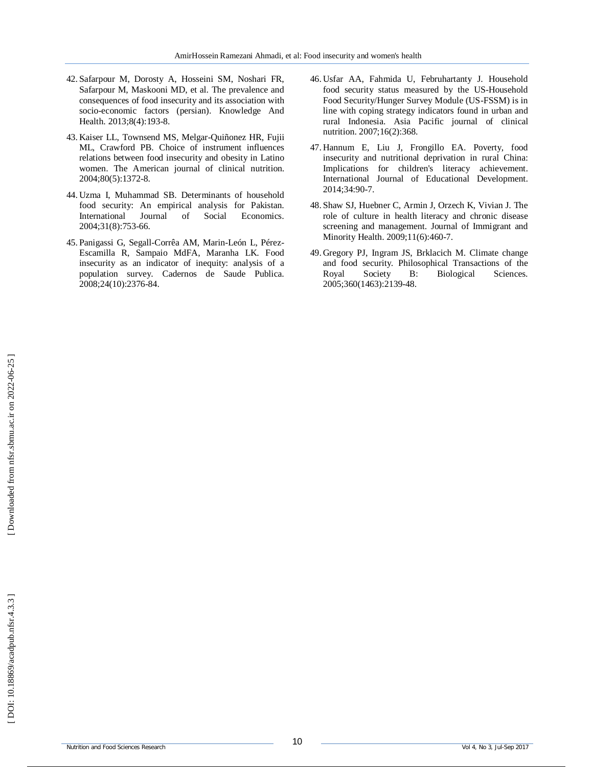42. Safarpour M, Dorosty A, Hosseini SM, Noshari FR, Safarpour M, Maskooni MD, et al. The prevalence and consequences of food insecurity and its association with socio-economic factors (persian). Knowledge And Health. 2013;8(4):193-8.

43. Kaiser LL, Townsend MS, Melgar-Quiñonez HR, Fujii ML, Crawford PB. Choice of instrument influences relations between food insecurity and obesity in Latino women. The American journal of clinical nutrition. 2004;80(5):1372-8.

44. Uzma I, Muhammad SB. Determinants of household food security: An empirical analysis for Pakistan. International Journal of Social Economics. 2004;31(8):753-66.

45. Panigassi G, Segall-Corrêa AM, Marin-León L, Pérez-Escamilla R, Sampaio MdFA, Maranha LK. Food insecurity as an indicator of inequity: analysis of a population survey. Cadernos de Saude Publica. 2008;24(10):2376-84.

46. Usfar AA, Fahmida U, Februhartanty J. Household food security status measured by the US-Household Food Security/Hunger Survey Module (US-FSSM) is in line with coping strategy indicators found in urban and rural Indonesia. Asia Pacific journal of clinical nutrition. 2007;16(2):368.

47. Hannum E, Liu J, Frongillo EA. Poverty, food insecurity and nutritional deprivation in rural China: Implications for children's literacy achievement. International Journal of Educational Development. 2014;34:90-7.

48. Shaw SJ, Huebner C, Armin J, Orzech K, Vivian J. The role of culture in health literacy and chronic disease screening and management. Journal of Immigrant and Minority Health. 2009;11(6):460-7.

49. Gregory PJ, Ingram JS, Brklacich M. Climate change and food security. Philosophical Transactions of the Royal Society B: Biological Sciences. 2005;360(1463):2139-48.